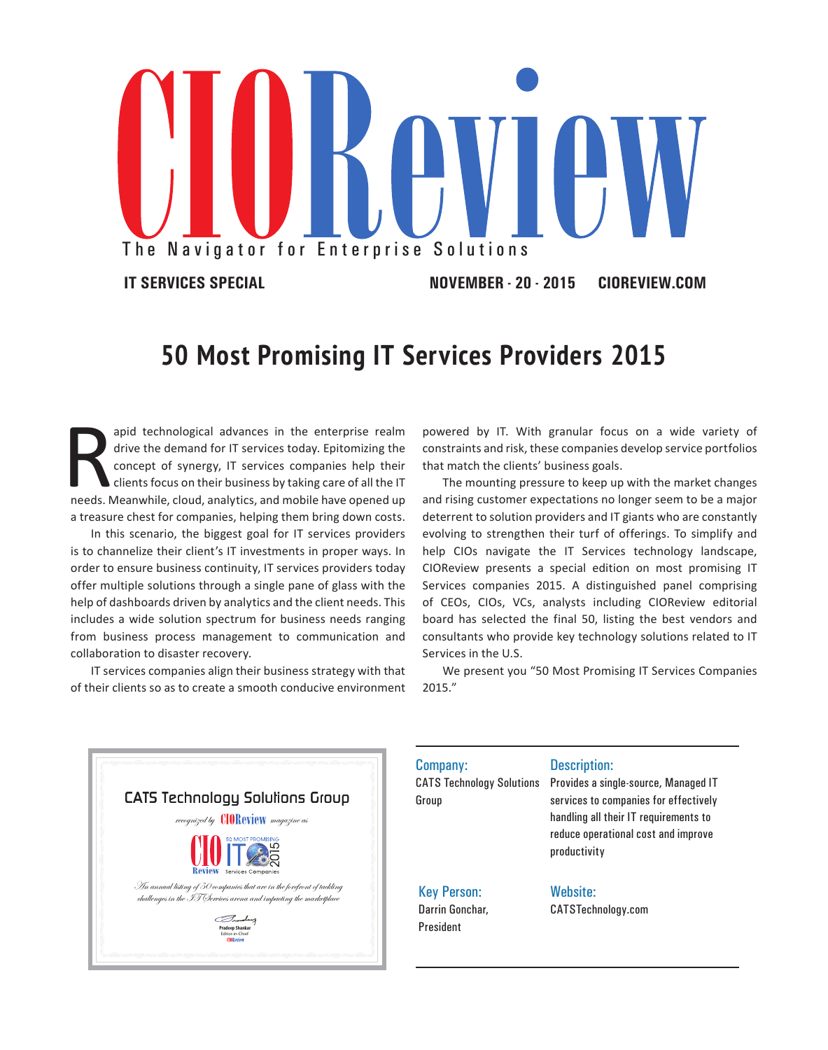# CIOReview

The Navigator for Enterprise Solutions

**IT SERVICES SPECIAL** **NOVEMBER - 20 - 2015** **CIOREVIEW.COM**

## 50 Most Promising IT Services Providers 2015

Rapid technological advances in the enterprise realm drive the demand for IT services today. Epitomizing the concept of synergy, IT services companies help their clients focus on their business by taking care of all the IT needs. Meanwhile, cloud, analytics, and mobile have opened up a treasure chest for companies, helping them bring down costs.

In this scenario, the biggest goal for IT services providers is to channelize their client's IT investments in proper ways. In order to ensure business continuity, IT services providers today offer multiple solutions through a single pane of glass with the help of dashboards driven by analytics and the client needs. This includes a wide solution spectrum for business needs ranging from business process management to communication and collaboration to disaster recovery.

IT services companies align their business strategy with that of their clients so as to create a smooth conducive environment powered by IT. With granular focus on a wide variety of constraints and risk, these companies develop service portfolios that match the clients' business goals.

The mounting pressure to keep up with the market changes and rising customer expectations no longer seem to be a major deterrent to solution providers and IT giants who are constantly evolving to strengthen their turf of offerings. To simplify and help CIOs navigate the IT Services technology landscape, CIOReview presents a special edition on most promising IT Services companies 2015. A distinguished panel comprising of CEOs, CIOs, VCs, analysts including CIOReview editorial board has selected the final 50, listing the best vendors and consultants who provide key technology solutions related to IT Services in the U.S.

We present you "50 Most Promising IT Services Companies 2015."

**CATS Technology Solutions Group**

*recognized by* CIOReview *magazine as*

CIO Review IT 50 MOST PROMISING Services Companies 2015

*An annual listing of 50 companies that are in the forefront of tackling challenges in the IT Services arena and impacting the marketplace*

Pradeep Shankar
Editor-in-Chief
CIOReview

**Company:**
CATS Technology Solutions Group

**Description:**
Provides a single-source, Managed IT services to companies for effectively handling all their IT requirements to reduce operational cost and improve productivity

**Key Person:**
Darrin Gonchar, President

**Website:**
CATSTechnology.com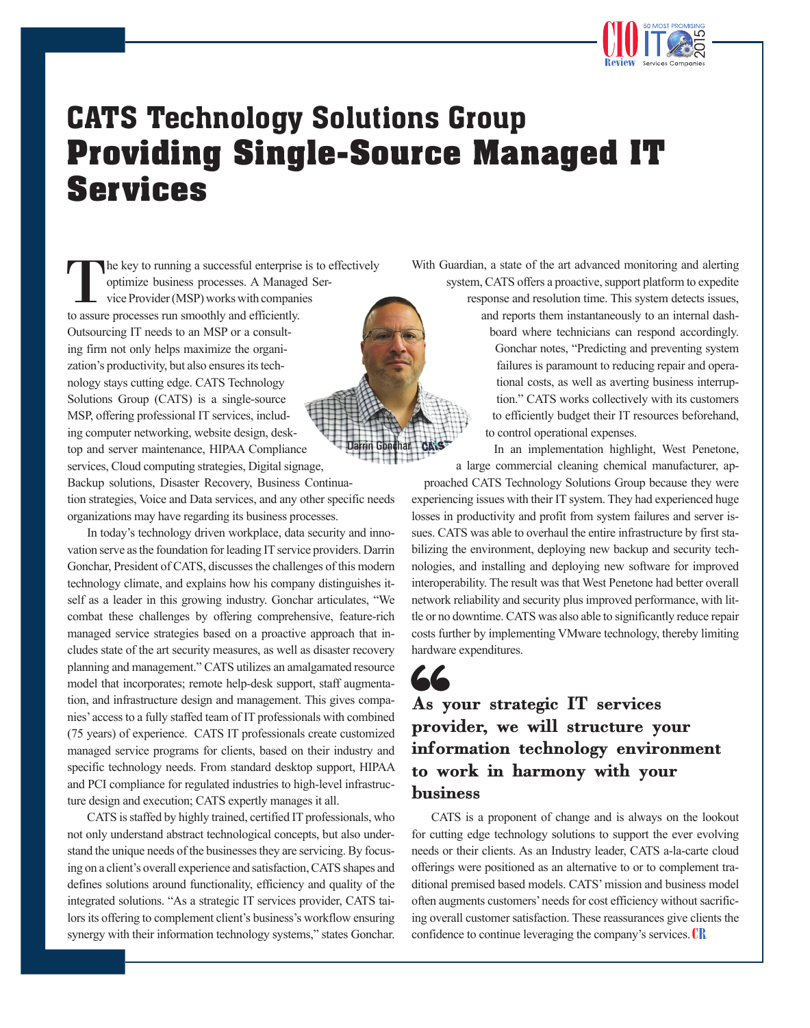# CATS Technology Solutions Group
# Providing Single-Source Managed IT Services

The key to running a successful enterprise is to effectively optimize business processes. A Managed Service Provider (MSP) works with companies to assure processes run smoothly and efficiently. Outsourcing IT needs to an MSP or a consulting firm not only helps maximize the organization's productivity, but also ensures its technology stays cutting edge. CATS Technology Solutions Group (CATS) is a single-source MSP, offering professional IT services, including computer networking, website design, desktop and server maintenance, HIPAA Compliance services, Cloud computing strategies, Digital signage, Backup solutions, Disaster Recovery, Business Continuation strategies, Voice and Data services, and any other specific needs organizations may have regarding its business processes.

Darrin Gonchar

In today's technology driven workplace, data security and innovation serve as the foundation for leading IT service providers. Darrin Gonchar, President of CATS, discusses the challenges of this modern technology climate, and explains how his company distinguishes itself as a leader in this growing industry. Gonchar articulates, "We combat these challenges by offering comprehensive, feature-rich managed service strategies based on a proactive approach that includes state of the art security measures, as well as disaster recovery planning and management." CATS utilizes an amalgamated resource model that incorporates; remote help-desk support, staff augmentation, and infrastructure design and management. This gives companies' access to a fully staffed team of IT professionals with combined (75 years) of experience. CATS IT professionals create customized managed service programs for clients, based on their industry and specific technology needs. From standard desktop support, HIPAA and PCI compliance for regulated industries to high-level infrastructure design and execution; CATS expertly manages it all.

CATS is staffed by highly trained, certified IT professionals, who not only understand abstract technological concepts, but also understand the unique needs of the businesses they are servicing. By focusing on a client's overall experience and satisfaction, CATS shapes and defines solutions around functionality, efficiency and quality of the integrated solutions. "As a strategic IT services provider, CATS tailors its offering to complement client's business's workflow ensuring synergy with their information technology systems," states Gonchar.

With Guardian, a state of the art advanced monitoring and alerting system, CATS offers a proactive, support platform to expedite response and resolution time. This system detects issues, and reports them instantaneously to an internal dashboard where technicians can respond accordingly. Gonchar notes, "Predicting and preventing system failures is paramount to reducing repair and operational costs, as well as averting business interruption." CATS works collectively with its customers to efficiently budget their IT resources beforehand, to control operational expenses.

In an implementation highlight, West Penetone, a large commercial cleaning chemical manufacturer, approached CATS Technology Solutions Group because they were experiencing issues with their IT system. They had experienced huge losses in productivity and profit from system failures and server issues. CATS was able to overhaul the entire infrastructure by first stabilizing the environment, deploying new backup and security technologies, and installing and deploying new software for improved interoperability. The result was that West Penetone had better overall network reliability and security plus improved performance, with little or no downtime. CATS was also able to significantly reduce repair costs further by implementing VMware technology, thereby limiting hardware expenditures.

> **As your strategic IT services provider, we will structure your information technology environment to work in harmony with your business**

CATS is a proponent of change and is always on the lookout for cutting edge technology solutions to support the ever evolving needs or their clients. As an Industry leader, CATS a-la-carte cloud offerings were positioned as an alternative to or to complement traditional premised based models. CATS' mission and business model often augments customers' needs for cost efficiency without sacrificing overall customer satisfaction. These reassurances give clients the confidence to continue leveraging the company's services.